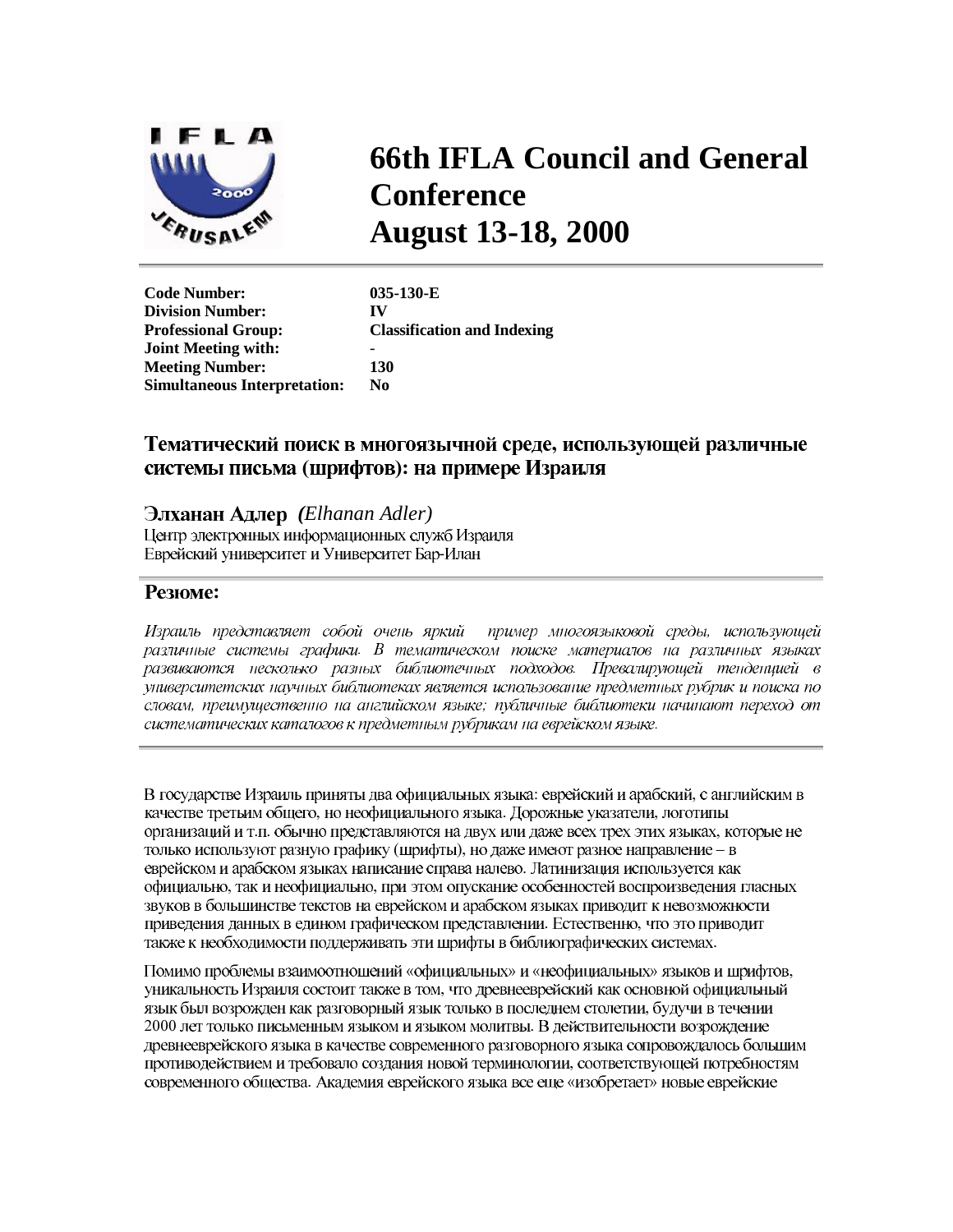# 66th IFLA Council and General Conference
# August 13-18, 2000

| | |
|---|---|
| **Code Number:** | **035-130-E** |
| **Division Number:** | **IV** |
| **Professional Group:** | **Classification and Indexing** |
| **Joint Meeting with:** | **-** |
| **Meeting Number:** | **130** |
| **Simultaneous Interpretation:** | **No** |

## Тематический поиск в многоязычной среде, использующей различные системы письма (шрифтов): на примере Израиля

**Элханан Адлер** *(Elhanan Adler)*
Центр электронных информационных служб Израиля
Еврейский университет и Университет Бар-Илан

### Резюме:

*Израиль представляет собой очень яркий пример многоязыковой среды, использующей различные системы графики. В тематическом поиске материалов на различных языках развиваются несколько разных библиотечных подходов. Превалирующей тенденцией в университетских научных библиотеках является использование предметных рубрик и поиска по словам, преимущественно на английском языке; публичные библиотеки начинают переход от систематических каталогов к предметным рубрикам на еврейском языке.*

В государстве Израиль приняты два официальных языка: еврейский и арабский, с английским в качестве третьим общего, но неофициального языка. Дорожные указатели, логотипы организаций и т.п. обычно представляются на двух или даже всех трех этих языках, которые не только используют разную графику (шрифты), но даже имеют разное направление – в еврейском и арабском языках написание справа налево. Латинизация используется как официально, так и неофициально, при этом опускание особенностей воспроизведения гласных звуков в большинстве текстов на еврейском и арабском языках приводит к невозможности приведения данных в единому графическом представлении. Естественно, что это приводит также к необходимости поддерживать эти шрифты в библиографических системах.

Помимо проблемы взаимоотношений «официальных» и «неофициальных» языков и шрифтов, уникальность Израиля состоит также в том, что древнееврейский как основной официальный язык был возрожден как разговорный язык только в последнем столетии, будучи в течении 2000 лет только письменным языком и языком молитвы. В действительности возрождение древнееврейского языка в качестве современного разговорного языка сопровождалось большим противодействием и требовало создания новой терминологии, соответствующей потребностям современного общества. Академия еврейского языка все еще «изобретает» новые еврейские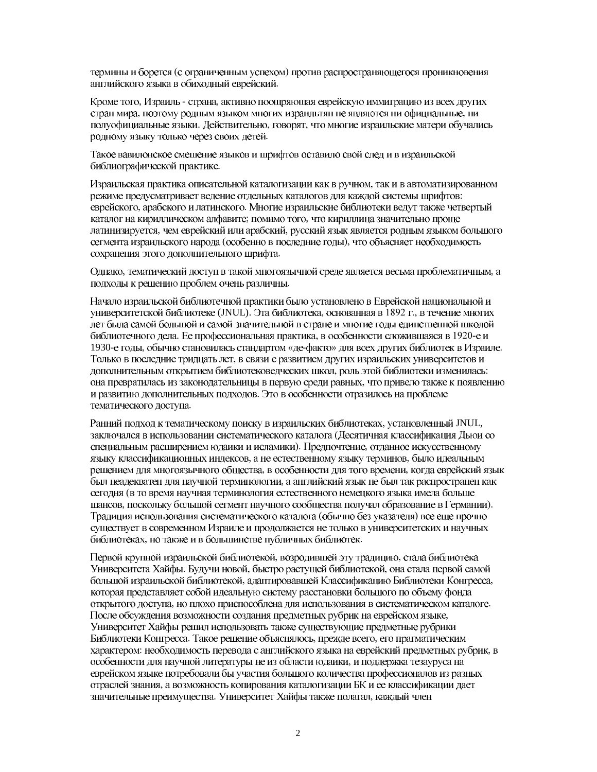термины и борется (с ограниченным успехом) против распространяющегося проникновения английского языка в обиходный еврейский.

Кроме того, Израиль - страна, активно поощряющая еврейскую иммиграцию из всех других стран мира, поэтому родным языком многих израильтян не являются ни официальные, ни полуофициальные языки. Действительно, говорят, что многие израильские матери обучались родному языку только через своих детей.

Такое вавилонское смешение языков и шрифтов оставило свой след и в израильской библиографической практике.

Израильская практика описательной каталогизации как в ручном, так и в автоматизированном режиме предусматривает ведение отдельных каталогов для каждой системы шрифтов: еврейского, арабского и латинского. Многие израильские библиотеки ведут также четвертый каталог на кириллическом алфавите; помимо того, что кириллица значительно проще латинизируется, чем еврейский или арабский, русский язык является родным языком большого сегмента израильского народа (особенно в последние годы), что объясняет необходимость сохранения этого дополнительного шрифта.

Однако, тематический доступ в такой многоязычной среде является весьма проблематичным, а подходы к решению проблем очень различны.

Начало израильской библиотечной практики было установлено в Еврейской национальной и университетской библиотеке (JNUL). Эта библиотека, основанная в 1892 г., в течение многих лет была самой большой и самой значительной в стране и многие годы единственной школой библиотечного дела. Ее профессиональная практика, в особенности сложившаяся в 1920-е и 1930-е годы, обычно становилась стандартом «де-факто» для всех других библиотек в Израиле. Только в последние тридцать лет, в связи с развитием других израильских университетов и дополнительным открытием библиотековедческих школ, роль этой библиотеки изменилась: она превратилась из законодательницы в первую среди равных, что привело также к появлению и развитию дополнительных подходов. Это в особенности отразилось на проблеме тематического доступа.

Ранний подход к тематическому поиску в израильских библиотеках, установленный JNUL, заключался в использовании систематического каталога (Десятичная классификация Дьюи со специальным расширением юдаики и исламики). Предпочтение, отданное искусственному языку классификационных индексов, а не естественному языку терминов, было идеальным решением для многоязычного общества, в особенности для того времени, когда еврейский язык был неадекватен для научной терминологии, а английский язык не был так распространен как сегодня (в то время научная терминология естественного немецкого языка имела больше шансов, поскольку большой сегмент научного сообщества получал образование в Германии). Традиция использования систематического каталога (обычно без указателя) все еще прочно существует в современном Израиле и продолжается не только в университетских и научных библиотеках, но также и в большинстве публичных библиотек.

Первой крупной израильской библиотекой, возродившей эту традицию, стала библиотека Университета Хайфы. Будучи новой, быстро растущей библиотекой, она стала первой самой большой израильской библиотекой, адаптировавшей Классификацию Библиотеки Конгресса, которая представляет собой идеальную систему расстановки большого по объему фонда открытого доступа, но плохо приспособлена для использования в систематическом каталоге. После обсуждения возможности создания предметных рубрик на еврейском языке, Университет Хайфы решил использовать также существующие предметные рубрики Библиотеки Конгресса. Такое решение объяснялось, прежде всего, его прагматическим характером: необходимость перевода с английского языка на еврейский предметных рубрик, в особенности для научной литературы не из области юдаики, и поддержка тезауруса на еврейском языке потребовали бы участия большого количества профессионалов из разных отраслей знания, а возможность копирования каталогизации БК и ее классификации дает значительные преимущества. Университет Хайфы также полагал, каждый член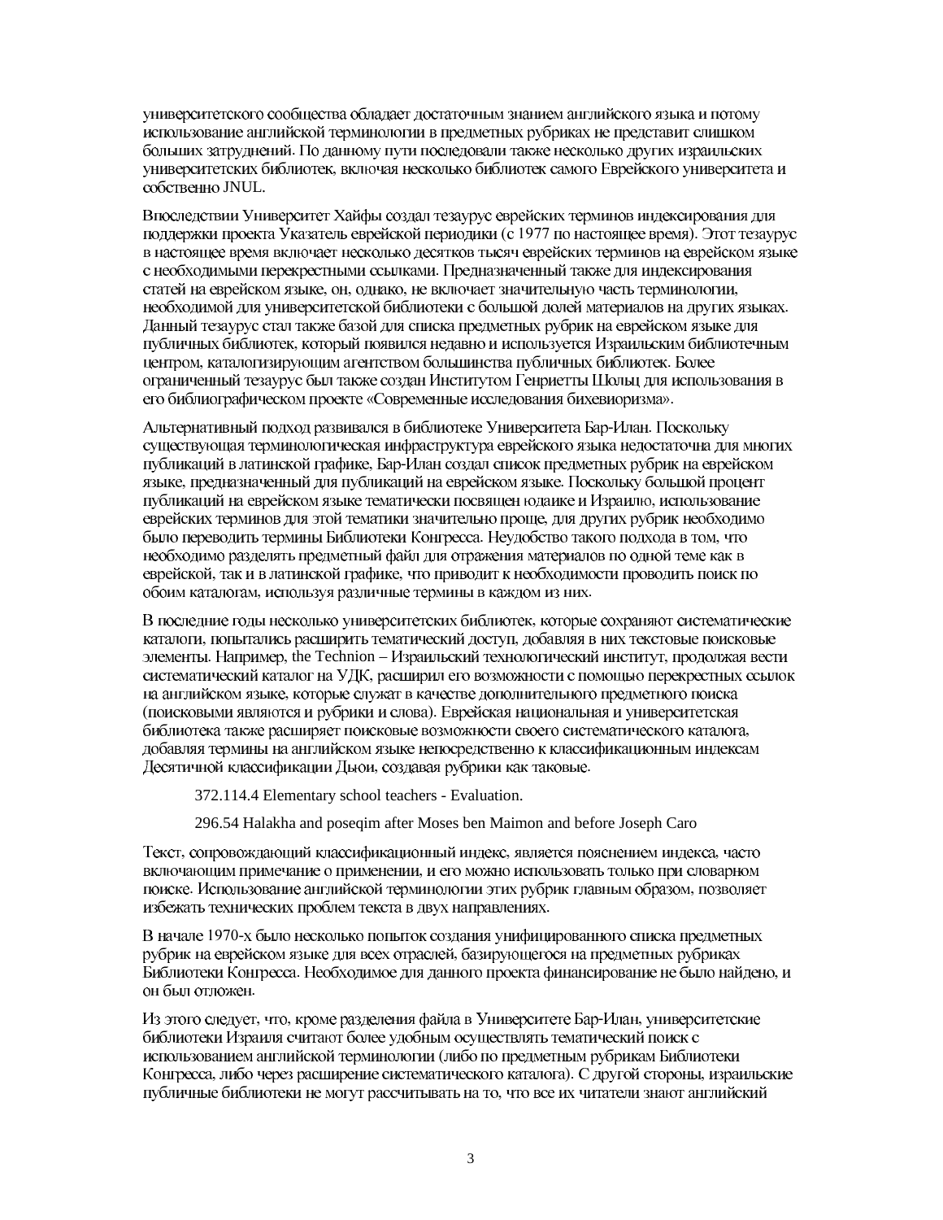университетского сообщества обладает достаточным знанием английского языка и потому использование английской терминологии в предметных рубриках не представит слишком больших затруднений. По данному пути последовали также несколько других израильских университетских библиотек, включая несколько библиотек самого Еврейского университета и собственно JNUL.

Впоследствии Университет Хайфы создал тезаурус еврейских терминов индексирования для поддержки проекта Указатель еврейской периодики (с 1977 по настоящее время). Этот тезаурус в настоящее время включает несколько десятков тысяч еврейских терминов на еврейском языке с необходимыми перекрестными ссылками. Предназначенный также для индексирования статей на еврейском языке, он, однако, не включает значительную часть терминологии, необходимой для университетской библиотеки с большой долей материалов на других языках. Данный тезаурус стал также базой для списка предметных рубрик на еврейском языке для публичных библиотек, который появился недавно и используется Израильским библиотечным центром, каталогизирующим агентством большинства публичных библиотек. Более ограниченный тезаурус был также создан Институтом Генриетты Шольц для использования в его библиографическом проекте «Современные исследования бихевиоризма».

Альтернативный подход развивался в библиотеке Университета Бар-Илан. Поскольку существующая терминологическая инфраструктура еврейского языка недостаточна для многих публикаций в латинской графике, Бар-Илан создал список предметных рубрик на еврейском языке, предназначенный для публикаций на еврейском языке. Поскольку большой процент публикаций на еврейском языке тематически посвящен юдаике и Израилю, использование еврейских терминов для этой тематики значительно проще, для других рубрик необходимо было переводить термины Библиотеки Конгресса. Неудобство такого подхода в том, что необходимо разделять предметный файл для отражения материалов по одной теме как в еврейской, так и в латинской графике, что приводит к необходимости проводить поиск по обоим каталогам, используя различные термины в каждом из них.

В последние годы несколько университетских библиотек, которые сохраняют систематические каталоги, попытались расширить тематический доступ, добавляя в них текстовые поисковые элементы. Например, the Technion – Израильский технологический институт, продолжая вести систематический каталог на УДК, расширил его возможности с помощью перекрестных ссылок на английском языке, которые служат в качестве дополнительного предметного поиска (поисковыми являются и рубрики и слова). Еврейская национальная и университетская библиотека также расширяет поисковые возможности своего систематического каталога, добавляя термины на английском языке непосредственно к классификационным индексам Десятичной классификации Дьюи, создавая рубрики как таковые.

372.114.4 Elementary school teachers - Evaluation.

296.54 Halakha and poseqim after Moses ben Maimon and before Joseph Caro

Текст, сопровождающий классификационный индекс, является пояснением индекса, часто включающим примечание о применении, и его можно использовать только при словарном поиске. Использование английской терминологии этих рубрик главным образом, позволяет избежать технических проблем текста в двух направлениях.

В начале 1970-х было несколько попыток создания унифицированного списка предметных рубрик на еврейском языке для всех отраслей, базирующегося на предметных рубриках Библиотеки Конгресса. Необходимое для данного проекта финансирование не было найдено, и он был отложен.

Из этого следует, что, кроме разделения файла в Университете Бар-Илан, университетские библиотеки Израиля считают более удобным осуществлять тематический поиск с использованием английской терминологии (либо по предметным рубрикам Библиотеки Конгресса, либо через расширение систематического каталога). С другой стороны, израильские публичные библиотеки не могут рассчитывать на то, что все их читатели знают английский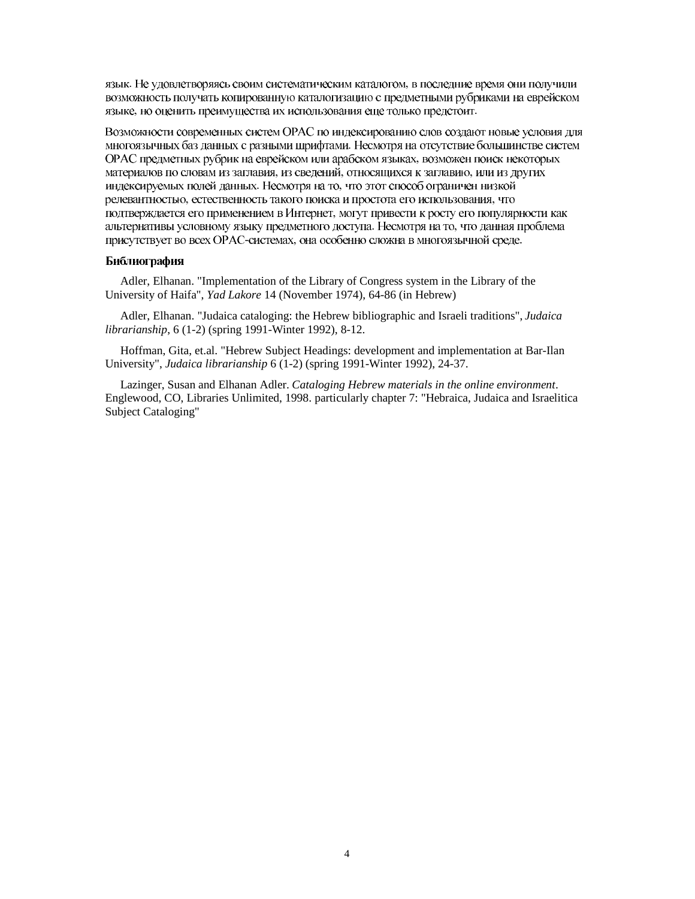язык. Не удовлетворяясь своим систематическим каталогом, в последние время они получили возможность получать копированную каталогизацию с предметными рубриками на еврейском языке, но оценить преимущества их использования еще только предстоит.

Возможности современных систем OPAC по индексированию слов создают новые условия для многоязычных баз данных с разными шрифтами. Несмотря на отсутствие большинстве систем OPAC предметных рубрик на еврейском или арабском языках, возможен поиск некоторых материалов по словам из заглавия, из сведений, относящихся к заглавию, или из других индексируемых полей данных. Несмотря на то, что этот способ ограничен низкой релевантностью, естественность такого поиска и простота его использования, что подтверждается его применением в Интернет, могут привести к росту его популярности как альтернативы условному языку предметного доступа. Несмотря на то, что данная проблема присутствует во всех OPAC-системах, она особенно сложна в многоязычной среде.

**Библиография**

Adler, Elhanan. "Implementation of the Library of Congress system in the Library of the University of Haifa", *Yad Lakore* 14 (November 1974), 64-86 (in Hebrew)

Adler, Elhanan. "Judaica cataloging: the Hebrew bibliographic and Israeli traditions", *Judaica librarianship*, 6 (1-2) (spring 1991-Winter 1992), 8-12.

Hoffman, Gita, et.al. "Hebrew Subject Headings: development and implementation at Bar-Ilan University", *Judaica librarianship* 6 (1-2) (spring 1991-Winter 1992), 24-37.

Lazinger, Susan and Elhanan Adler. *Cataloging Hebrew materials in the online environment*. Englewood, CO, Libraries Unlimited, 1998. particularly chapter 7: "Hebraica, Judaica and Israelitica Subject Cataloging"